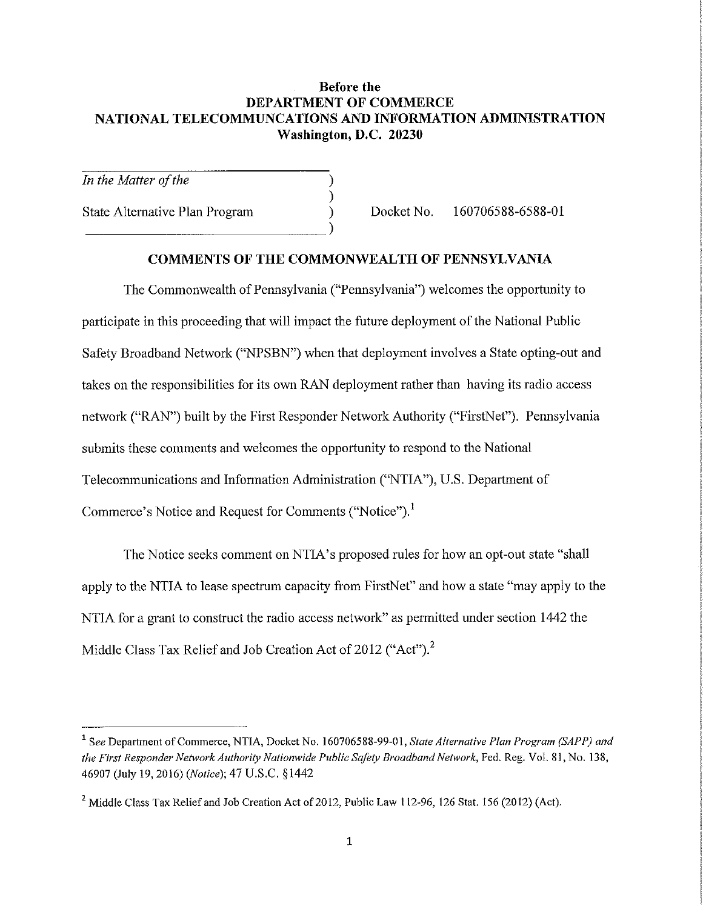**Before the**
**DEPARTMENT OF COMMERCE**
**NATIONAL TELECOMMUNCATIONS AND INFORMATION ADMINISTRATION**
**Washington, D.C. 20230**

| | | |
|---|---|---|
| *In the Matter of the* | ) | |
| | ) | |
| State Alternative Plan Program | ) | Docket No. 160706588-6588-01 |
| | ) | |

## COMMENTS OF THE COMMONWEALTH OF PENNSYLVANIA

The Commonwealth of Pennsylvania ("Pennsylvania") welcomes the opportunity to participate in this proceeding that will impact the future deployment of the National Public Safety Broadband Network ("NPSBN") when that deployment involves a State opting-out and takes on the responsibilities for its own RAN deployment rather than having its radio access network ("RAN") built by the First Responder Network Authority ("FirstNet"). Pennsylvania submits these comments and welcomes the opportunity to respond to the National Telecommunications and Information Administration ("NTIA"), U.S. Department of Commerce's Notice and Request for Comments ("Notice").[1]

The Notice seeks comment on NTIA's proposed rules for how an opt-out state "shall apply to the NTIA to lease spectrum capacity from FirstNet" and how a state "may apply to the NTIA for a grant to construct the radio access network" as permitted under section 1442 the Middle Class Tax Relief and Job Creation Act of 2012 ("Act").[2]

---

[1] *See* Department of Commerce, NTIA, Docket No. 160706588-99-01, *State Alternative Plan Program (SAPP) and the First Responder Network Authority Nationwide Public Safety Broadband Network*, Fed. Reg. Vol. 81, No. 138, 46907 (July 19, 2016) (*Notice*); 47 U.S.C. §1442

[2] Middle Class Tax Relief and Job Creation Act of 2012, Public Law 112-96, 126 Stat. 156 (2012) (Act).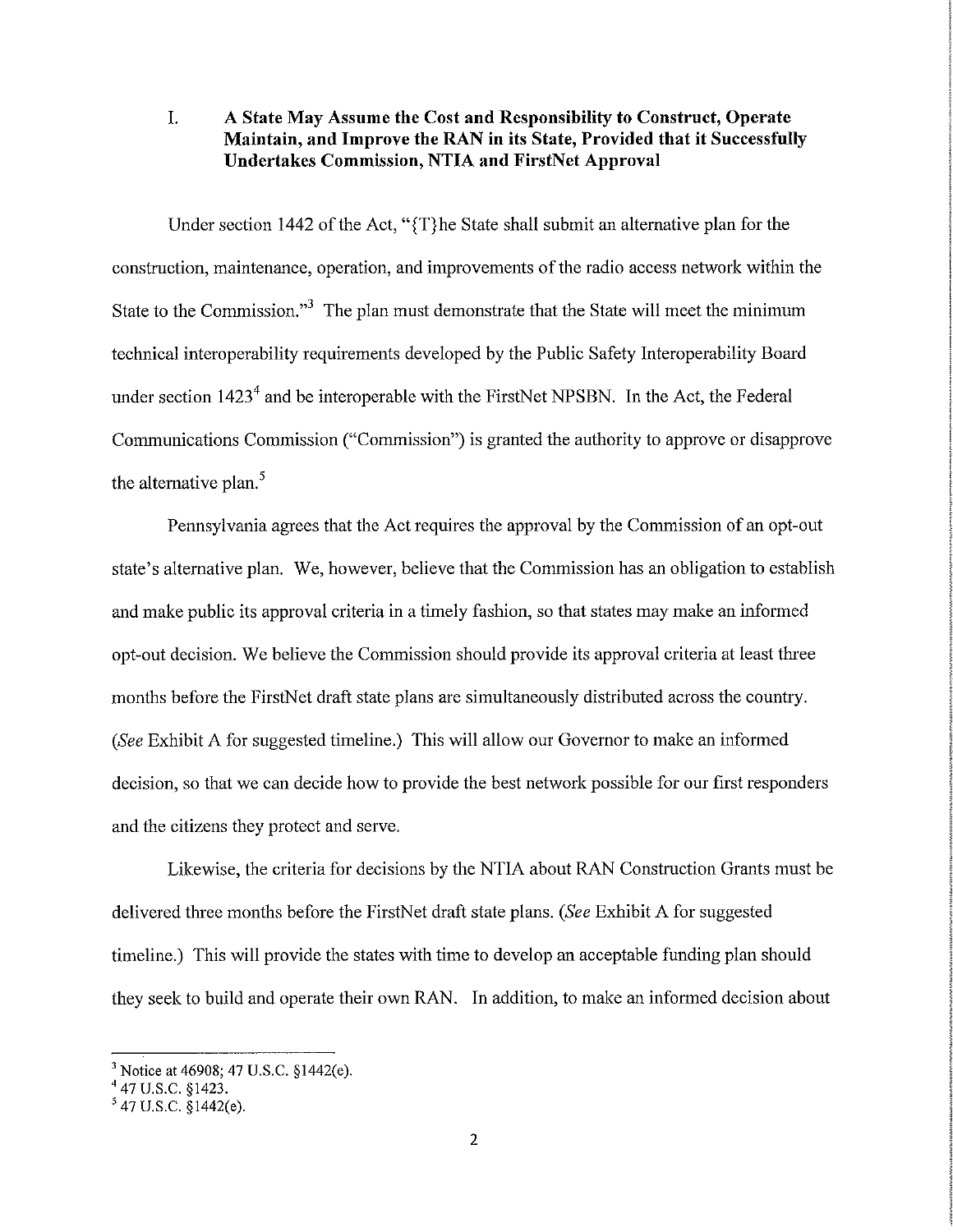## I. A State May Assume the Cost and Responsibility to Construct, Operate Maintain, and Improve the RAN in its State, Provided that it Successfully Undertakes Commission, NTIA and FirstNet Approval

Under section 1442 of the Act, "{T}he State shall submit an alternative plan for the construction, maintenance, operation, and improvements of the radio access network within the State to the Commission."[3] The plan must demonstrate that the State will meet the minimum technical interoperability requirements developed by the Public Safety Interoperability Board under section 1423[4] and be interoperable with the FirstNet NPSBN. In the Act, the Federal Communications Commission ("Commission") is granted the authority to approve or disapprove the alternative plan.[5]

Pennsylvania agrees that the Act requires the approval by the Commission of an opt-out state's alternative plan. We, however, believe that the Commission has an obligation to establish and make public its approval criteria in a timely fashion, so that states may make an informed opt-out decision. We believe the Commission should provide its approval criteria at least three months before the FirstNet draft state plans are simultaneously distributed across the country. (*See* Exhibit A for suggested timeline.) This will allow our Governor to make an informed decision, so that we can decide how to provide the best network possible for our first responders and the citizens they protect and serve.

Likewise, the criteria for decisions by the NTIA about RAN Construction Grants must be delivered three months before the FirstNet draft state plans. (*See* Exhibit A for suggested timeline.) This will provide the states with time to develop an acceptable funding plan should they seek to build and operate their own RAN. In addition, to make an informed decision about

---

[3] Notice at 46908; 47 U.S.C. §1442(e).

[4] 47 U.S.C. §1423.

[5] 47 U.S.C. §1442(e).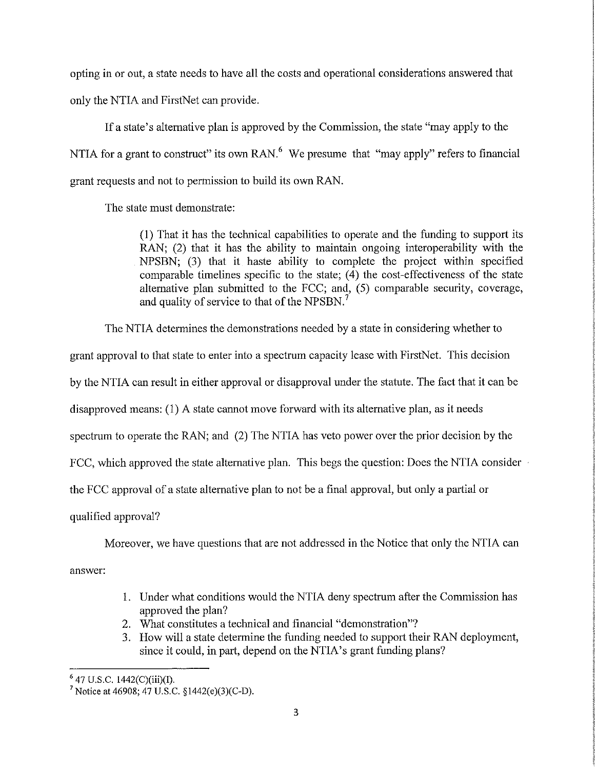opting in or out, a state needs to have all the costs and operational considerations answered that only the NTIA and FirstNet can provide.

If a state's alternative plan is approved by the Commission, the state "may apply to the NTIA for a grant to construct" its own RAN.[6] We presume that "may apply" refers to financial grant requests and not to permission to build its own RAN.

The state must demonstrate:

> (1) That it has the technical capabilities to operate and the funding to support its RAN; (2) that it has the ability to maintain ongoing interoperability with the NPSBN; (3) that it haste ability to complete the project within specified comparable timelines specific to the state; (4) the cost-effectiveness of the state alternative plan submitted to the FCC; and, (5) comparable security, coverage, and quality of service to that of the NPSBN.[7]

The NTIA determines the demonstrations needed by a state in considering whether to grant approval to that state to enter into a spectrum capacity lease with FirstNet. This decision by the NTIA can result in either approval or disapproval under the statute. The fact that it can be disapproved means: (1) A state cannot move forward with its alternative plan, as it needs spectrum to operate the RAN; and (2) The NTIA has veto power over the prior decision by the FCC, which approved the state alternative plan. This begs the question: Does the NTIA consider the FCC approval of a state alternative plan to not be a final approval, but only a partial or qualified approval?

Moreover, we have questions that are not addressed in the Notice that only the NTIA can answer:

1. Under what conditions would the NTIA deny spectrum after the Commission has approved the plan?
2. What constitutes a technical and financial "demonstration"?
3. How will a state determine the funding needed to support their RAN deployment, since it could, in part, depend on the NTIA's grant funding plans?

---

[6] 47 U.S.C. 1442(C)(iii)(I).

[7] Notice at 46908; 47 U.S.C. §1442(e)(3)(C-D).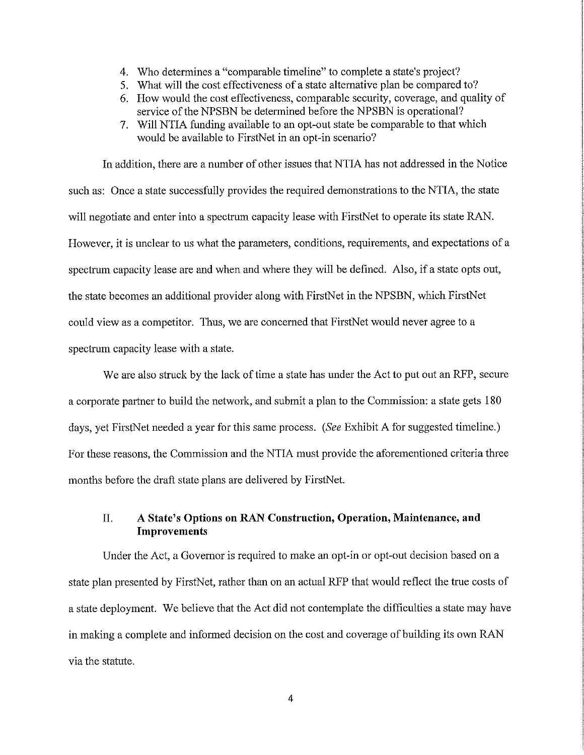4. Who determines a "comparable timeline" to complete a state's project?
5. What will the cost effectiveness of a state alternative plan be compared to?
6. How would the cost effectiveness, comparable security, coverage, and quality of service of the NPSBN be determined before the NPSBN is operational?
7. Will NTIA funding available to an opt-out state be comparable to that which would be available to FirstNet in an opt-in scenario?

In addition, there are a number of other issues that NTIA has not addressed in the Notice such as: Once a state successfully provides the required demonstrations to the NTIA, the state will negotiate and enter into a spectrum capacity lease with FirstNet to operate its state RAN. However, it is unclear to us what the parameters, conditions, requirements, and expectations of a spectrum capacity lease are and when and where they will be defined. Also, if a state opts out, the state becomes an additional provider along with FirstNet in the NPSBN, which FirstNet could view as a competitor. Thus, we are concerned that FirstNet would never agree to a spectrum capacity lease with a state.

We are also struck by the lack of time a state has under the Act to put out an RFP, secure a corporate partner to build the network, and submit a plan to the Commission: a state gets 180 days, yet FirstNet needed a year for this same process. (*See* Exhibit A for suggested timeline.) For these reasons, the Commission and the NTIA must provide the aforementioned criteria three months before the draft state plans are delivered by FirstNet.

## II. A State's Options on RAN Construction, Operation, Maintenance, and Improvements

Under the Act, a Governor is required to make an opt-in or opt-out decision based on a state plan presented by FirstNet, rather than on an actual RFP that would reflect the true costs of a state deployment. We believe that the Act did not contemplate the difficulties a state may have in making a complete and informed decision on the cost and coverage of building its own RAN via the statute.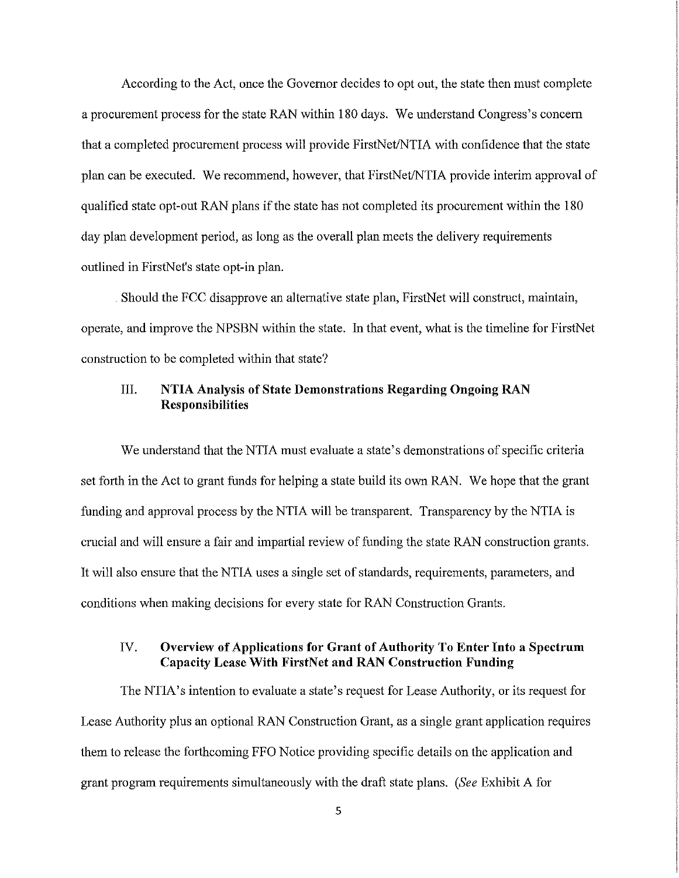According to the Act, once the Governor decides to opt out, the state then must complete a procurement process for the state RAN within 180 days. We understand Congress's concern that a completed procurement process will provide FirstNet/NTIA with confidence that the state plan can be executed. We recommend, however, that FirstNet/NTIA provide interim approval of qualified state opt-out RAN plans if the state has not completed its procurement within the 180 day plan development period, as long as the overall plan meets the delivery requirements outlined in FirstNet's state opt-in plan.

Should the FCC disapprove an alternative state plan, FirstNet will construct, maintain, operate, and improve the NPSBN within the state. In that event, what is the timeline for FirstNet construction to be completed within that state?

## III. NTIA Analysis of State Demonstrations Regarding Ongoing RAN Responsibilities

We understand that the NTIA must evaluate a state's demonstrations of specific criteria set forth in the Act to grant funds for helping a state build its own RAN. We hope that the grant funding and approval process by the NTIA will be transparent. Transparency by the NTIA is crucial and will ensure a fair and impartial review of funding the state RAN construction grants. It will also ensure that the NTIA uses a single set of standards, requirements, parameters, and conditions when making decisions for every state for RAN Construction Grants.

## IV. Overview of Applications for Grant of Authority To Enter Into a Spectrum Capacity Lease With FirstNet and RAN Construction Funding

The NTIA's intention to evaluate a state's request for Lease Authority, or its request for Lease Authority plus an optional RAN Construction Grant, as a single grant application requires them to release the forthcoming FFO Notice providing specific details on the application and grant program requirements simultaneously with the draft state plans. (*See* Exhibit A for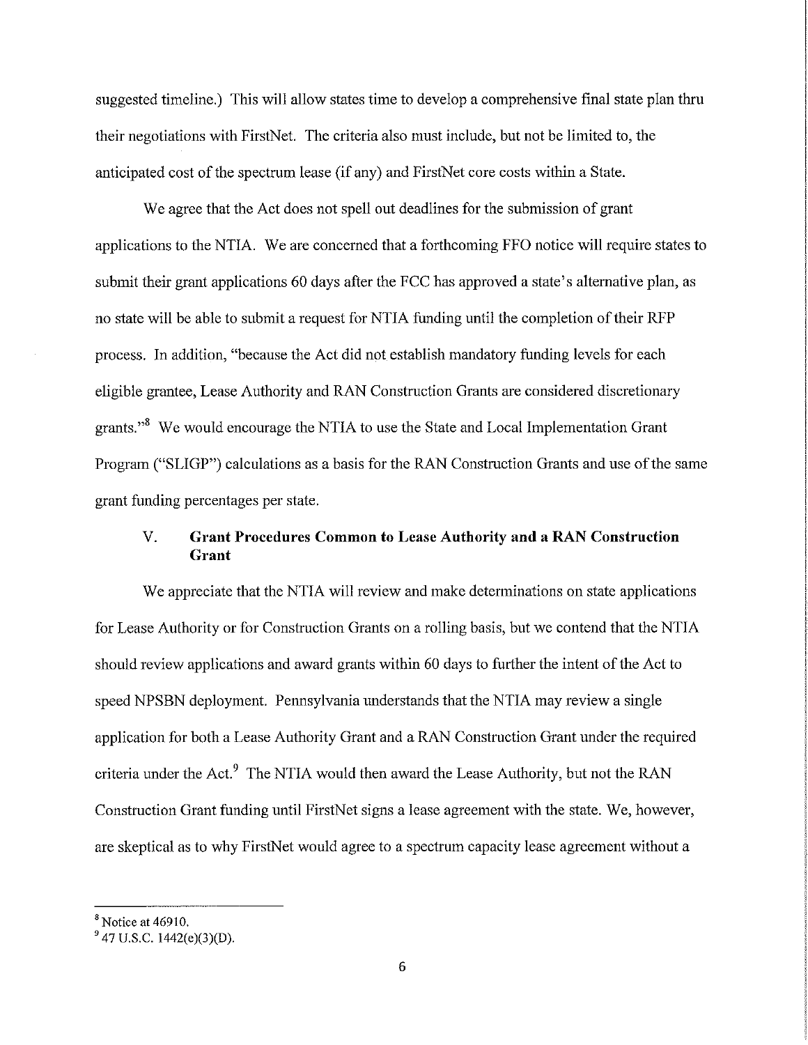suggested timeline.) This will allow states time to develop a comprehensive final state plan thru their negotiations with FirstNet. The criteria also must include, but not be limited to, the anticipated cost of the spectrum lease (if any) and FirstNet core costs within a State.

We agree that the Act does not spell out deadlines for the submission of grant applications to the NTIA. We are concerned that a forthcoming FFO notice will require states to submit their grant applications 60 days after the FCC has approved a state's alternative plan, as no state will be able to submit a request for NTIA funding until the completion of their RFP process. In addition, "because the Act did not establish mandatory funding levels for each eligible grantee, Lease Authority and RAN Construction Grants are considered discretionary grants."[8] We would encourage the NTIA to use the State and Local Implementation Grant Program ("SLIGP") calculations as a basis for the RAN Construction Grants and use of the same grant funding percentages per state.

## V. Grant Procedures Common to Lease Authority and a RAN Construction Grant

We appreciate that the NTIA will review and make determinations on state applications for Lease Authority or for Construction Grants on a rolling basis, but we contend that the NTIA should review applications and award grants within 60 days to further the intent of the Act to speed NPSBN deployment. Pennsylvania understands that the NTIA may review a single application for both a Lease Authority Grant and a RAN Construction Grant under the required criteria under the Act.[9] The NTIA would then award the Lease Authority, but not the RAN Construction Grant funding until FirstNet signs a lease agreement with the state. We, however, are skeptical as to why FirstNet would agree to a spectrum capacity lease agreement without a

---

[8] Notice at 46910.

[9] 47 U.S.C. 1442(e)(3)(D).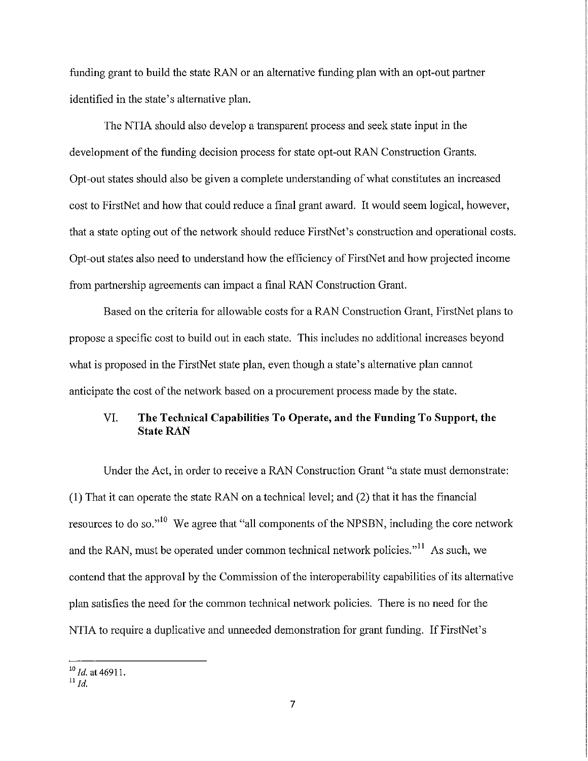funding grant to build the state RAN or an alternative funding plan with an opt-out partner identified in the state's alternative plan.

The NTIA should also develop a transparent process and seek state input in the development of the funding decision process for state opt-out RAN Construction Grants. Opt-out states should also be given a complete understanding of what constitutes an increased cost to FirstNet and how that could reduce a final grant award. It would seem logical, however, that a state opting out of the network should reduce FirstNet's construction and operational costs. Opt-out states also need to understand how the efficiency of FirstNet and how projected income from partnership agreements can impact a final RAN Construction Grant.

Based on the criteria for allowable costs for a RAN Construction Grant, FirstNet plans to propose a specific cost to build out in each state. This includes no additional increases beyond what is proposed in the FirstNet state plan, even though a state's alternative plan cannot anticipate the cost of the network based on a procurement process made by the state.

## VI. The Technical Capabilities To Operate, and the Funding To Support, the State RAN

Under the Act, in order to receive a RAN Construction Grant "a state must demonstrate: (1) That it can operate the state RAN on a technical level; and (2) that it has the financial resources to do so."[10] We agree that "all components of the NPSBN, including the core network and the RAN, must be operated under common technical network policies."[11] As such, we contend that the approval by the Commission of the interoperability capabilities of its alternative plan satisfies the need for the common technical network policies. There is no need for the NTIA to require a duplicative and unneeded demonstration for grant funding. If FirstNet's

---

[10] *Id.* at 46911.

[11] *Id.*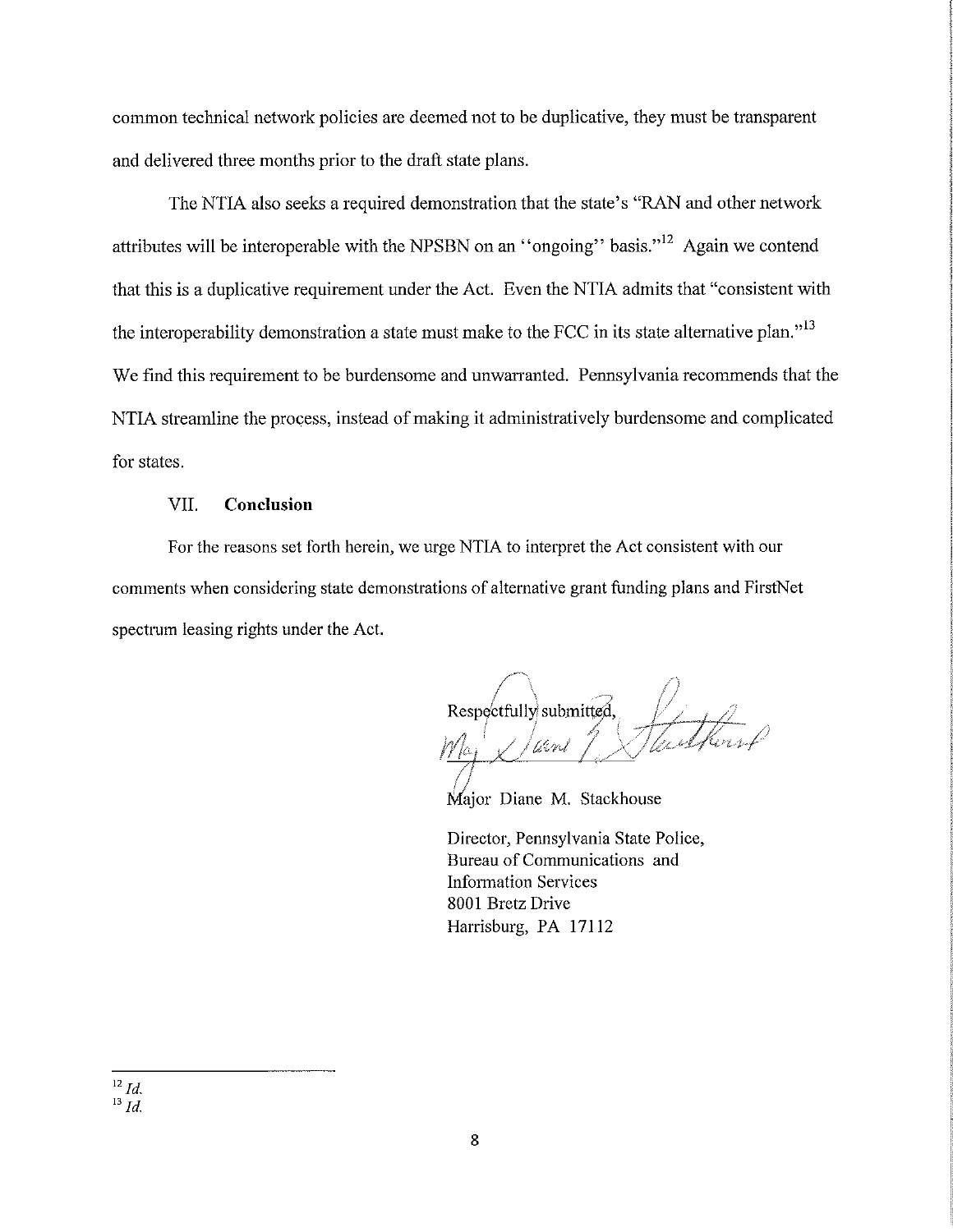common technical network policies are deemed not to be duplicative, they must be transparent and delivered three months prior to the draft state plans.

The NTIA also seeks a required demonstration that the state's "RAN and other network attributes will be interoperable with the NPSBN on an ''ongoing'' basis."[12] Again we contend that this is a duplicative requirement under the Act. Even the NTIA admits that "consistent with the interoperability demonstration a state must make to the FCC in its state alternative plan."[13] We find this requirement to be burdensome and unwarranted. Pennsylvania recommends that the NTIA streamline the process, instead of making it administratively burdensome and complicated for states.

## VII. **Conclusion**

For the reasons set forth herein, we urge NTIA to interpret the Act consistent with our comments when considering state demonstrations of alternative grant funding plans and FirstNet spectrum leasing rights under the Act.

Respectfully submitted,

Major Diane M. Stackhouse

Director, Pennsylvania State Police,
Bureau of Communications and
Information Services
8001 Bretz Drive
Harrisburg, PA 17112

---

[12] *Id.*
[13] *Id.*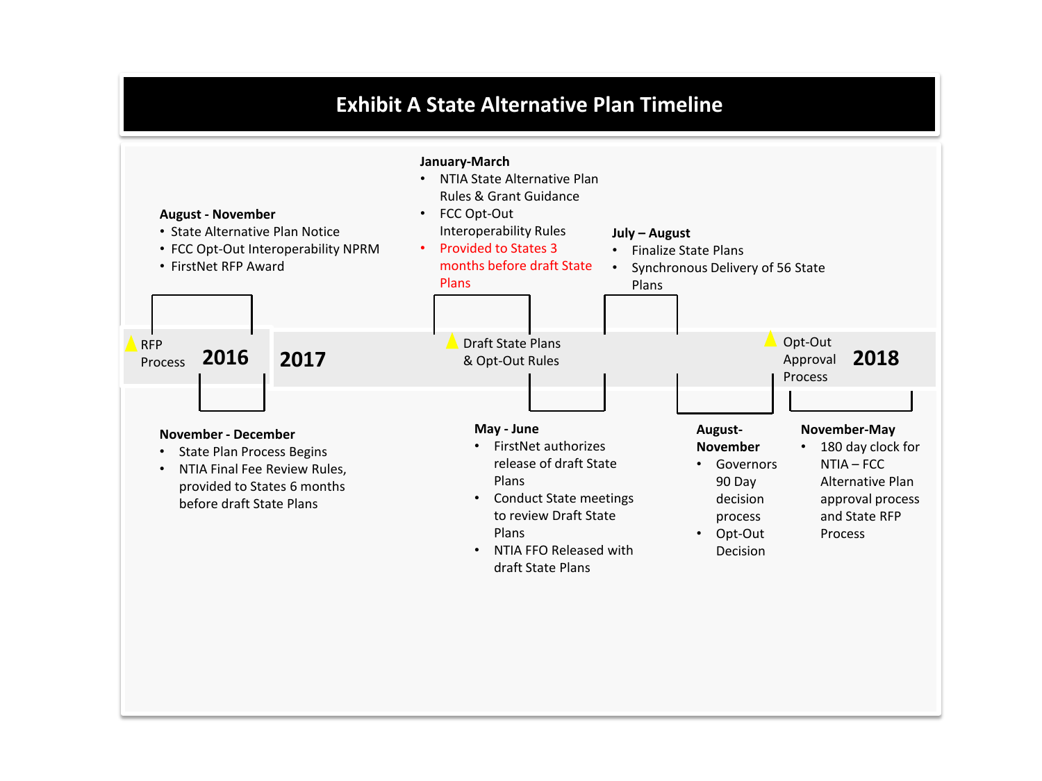# Exhibit A State Alternative Plan Timeline

**August - November**
- State Alternative Plan Notice
- FCC Opt-Out Interoperability NPRM
- FirstNet RFP Award

**January-March**
- NTIA State Alternative Plan Rules & Grant Guidance
- FCC Opt-Out Interoperability Rules
- Provided to States 3 months before draft State Plans

**July – August**
- Finalize State Plans
- Synchronous Delivery of 56 State Plans

RFP Process

2016

2017

Draft State Plans & Opt-Out Rules

Opt-Out Approval Process

2018

**November - December**
- State Plan Process Begins
- NTIA Final Fee Review Rules, provided to States 6 months before draft State Plans

**May - June**
- FirstNet authorizes release of draft State Plans
- Conduct State meetings to review Draft State Plans
- NTIA FFO Released with draft State Plans

**August-November**
- Governors 90 Day decision process
- Opt-Out Decision

**November-May**
- 180 day clock for NTIA – FCC Alternative Plan approval process and State RFP Process